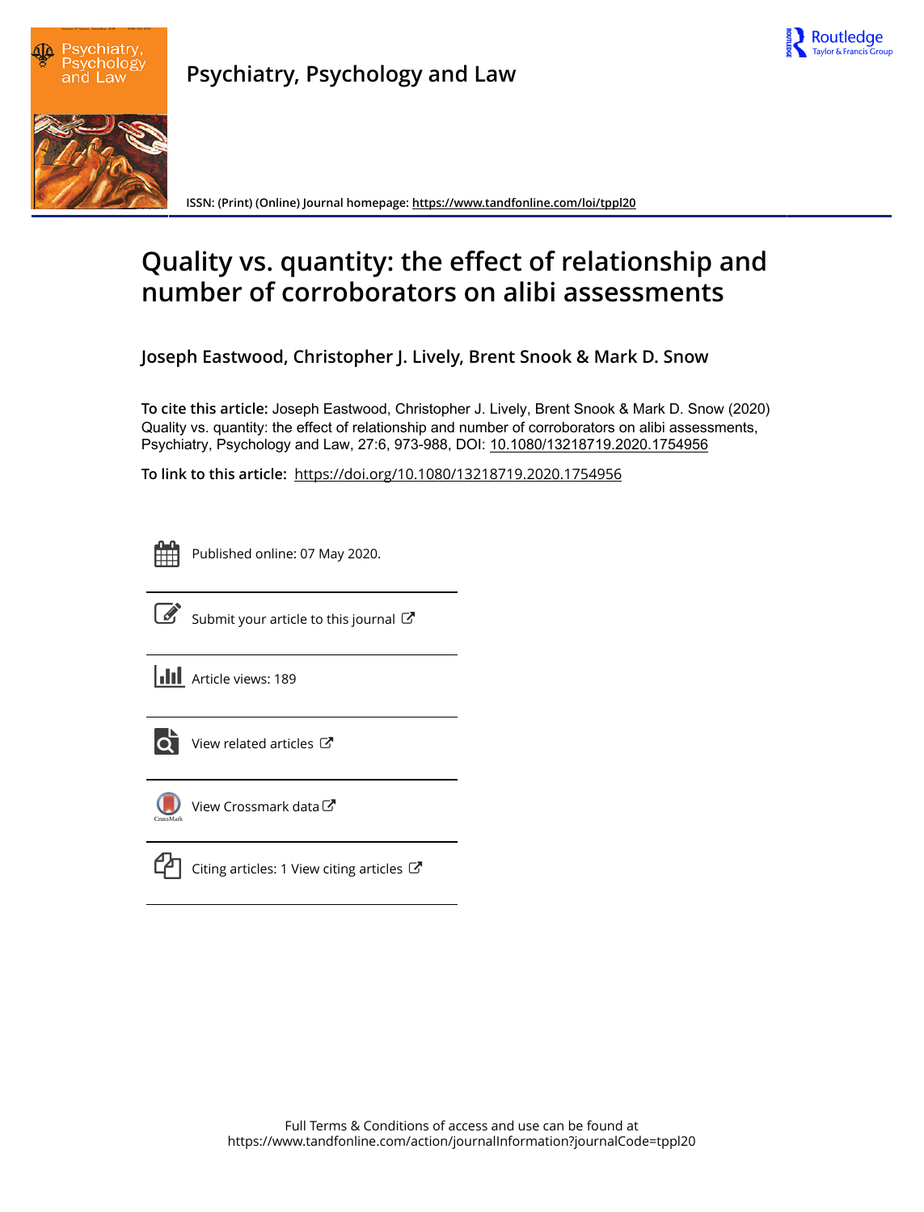Psychiatry, Psychology and Law

ISSN: (Print) (Online) Journal homepage: https://www.tandfonline.com/loi/tppl20

# Quality vs. quantity: the effect of relationship and number of corroborators on alibi assessments

**Joseph Eastwood, Christopher J. Lively, Brent Snook & Mark D. Snow**

**To cite this article:** Joseph Eastwood, Christopher J. Lively, Brent Snook & Mark D. Snow (2020) Quality vs. quantity: the effect of relationship and number of corroborators on alibi assessments, Psychiatry, Psychology and Law, 27:6, 973-988, DOI: 10.1080/13218719.2020.1754956

**To link to this article:** https://doi.org/10.1080/13218719.2020.1754956

Published online: 07 May 2020.

Submit your article to this journal

Article views: 189

View related articles

View Crossmark data

Citing articles: 1 View citing articles

Full Terms & Conditions of access and use can be found at https://www.tandfonline.com/action/journalInformation?journalCode=tppl20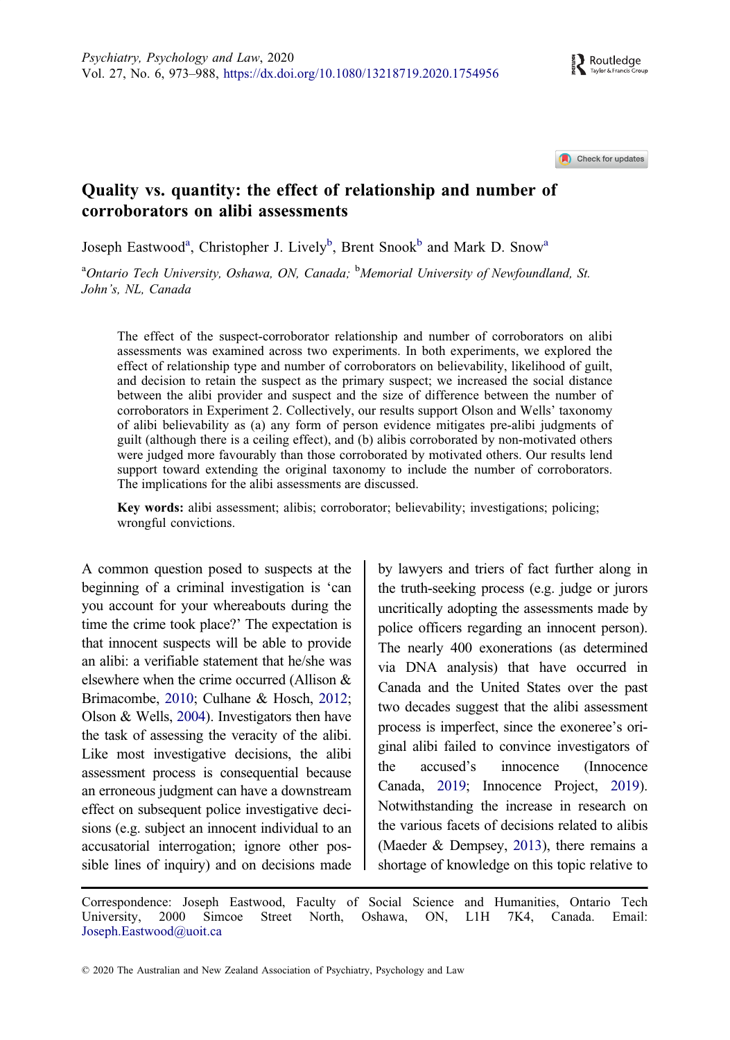# Quality vs. quantity: the effect of relationship and number of corroborators on alibi assessments

Joseph Eastwood[a], Christopher J. Lively[b], Brent Snook[b] and Mark D. Snow[a]

[a]*Ontario Tech University, Oshawa, ON, Canada;* [b]*Memorial University of Newfoundland, St. John's, NL, Canada*

The effect of the suspect-corroborator relationship and number of corroborators on alibi assessments was examined across two experiments. In both experiments, we explored the effect of relationship type and number of corroborators on believability, likelihood of guilt, and decision to retain the suspect as the primary suspect; we increased the social distance between the alibi provider and suspect and the size of difference between the number of corroborators in Experiment 2. Collectively, our results support Olson and Wells' taxonomy of alibi believability as (a) any form of person evidence mitigates pre-alibi judgments of guilt (although there is a ceiling effect), and (b) alibis corroborated by non-motivated others were judged more favourably than those corroborated by motivated others. Our results lend support toward extending the original taxonomy to include the number of corroborators. The implications for the alibi assessments are discussed.

**Key words:** alibi assessment; alibis; corroborator; believability; investigations; policing; wrongful convictions.

A common question posed to suspects at the beginning of a criminal investigation is 'can you account for your whereabouts during the time the crime took place?' The expectation is that innocent suspects will be able to provide an alibi: a verifiable statement that he/she was elsewhere when the crime occurred (Allison & Brimacombe, 2010; Culhane & Hosch, 2012; Olson & Wells, 2004). Investigators then have the task of assessing the veracity of the alibi. Like most investigative decisions, the alibi assessment process is consequential because an erroneous judgment can have a downstream effect on subsequent police investigative decisions (e.g. subject an innocent individual to an accusatorial interrogation; ignore other possible lines of inquiry) and on decisions made by lawyers and triers of fact further along in the truth-seeking process (e.g. judge or jurors uncritically adopting the assessments made by police officers regarding an innocent person). The nearly 400 exonerations (as determined via DNA analysis) that have occurred in Canada and the United States over the past two decades suggest that the alibi assessment process is imperfect, since the exoneree's original alibi failed to convince investigators of the accused's innocence (Innocence Canada, 2019; Innocence Project, 2019). Notwithstanding the increase in research on the various facets of decisions related to alibis (Maeder & Dempsey, 2013), there remains a shortage of knowledge on this topic relative to

Correspondence: Joseph Eastwood, Faculty of Social Science and Humanities, Ontario Tech University, 2000 Simcoe Street North, Oshawa, ON, L1H 7K4, Canada. Email: Joseph.Eastwood@uoit.ca

© 2020 The Australian and New Zealand Association of Psychiatry, Psychology and Law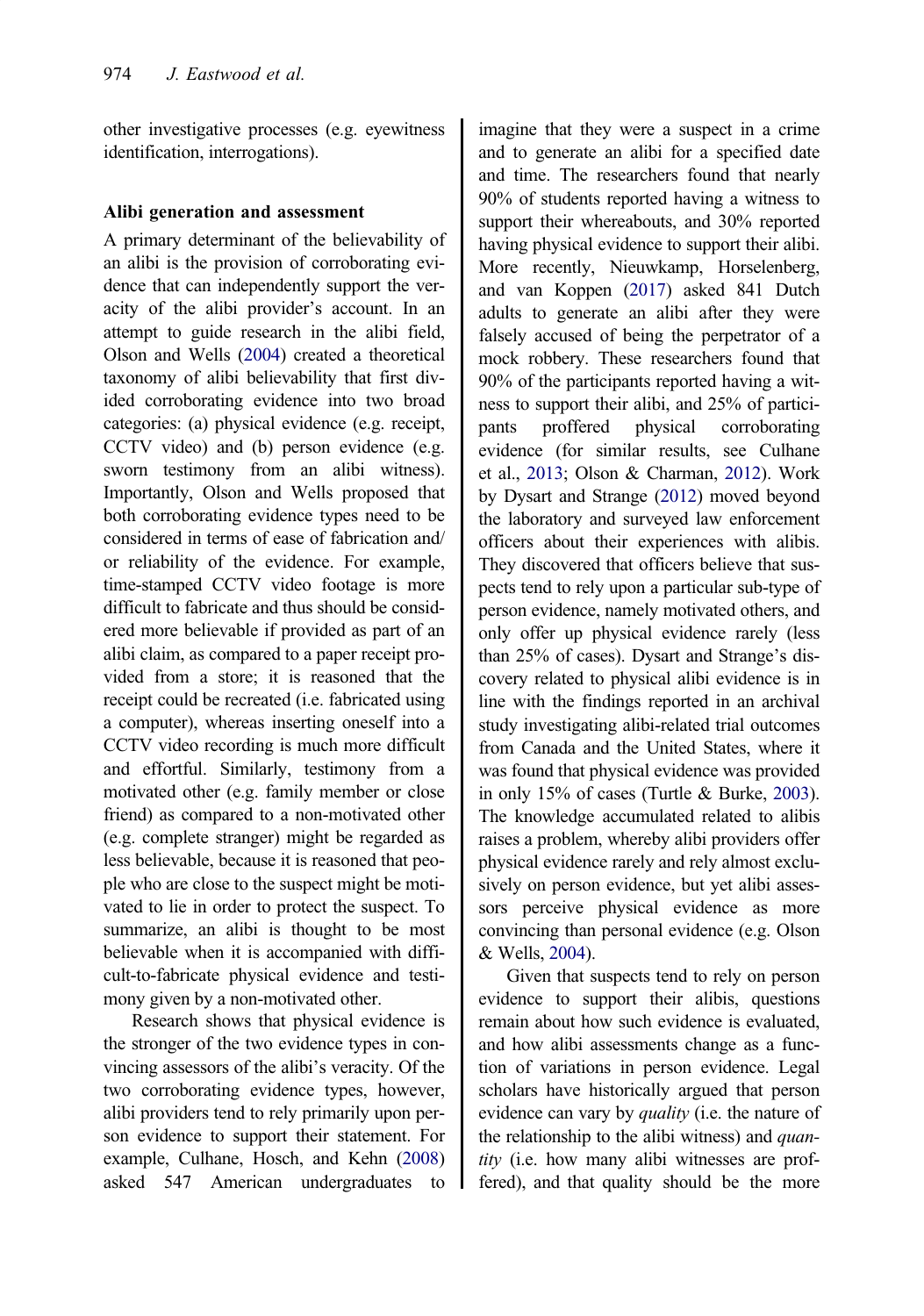other investigative processes (e.g. eyewitness identification, interrogations).

### Alibi generation and assessment

A primary determinant of the believability of an alibi is the provision of corroborating evidence that can independently support the veracity of the alibi provider's account. In an attempt to guide research in the alibi field, Olson and Wells (2004) created a theoretical taxonomy of alibi believability that first divided corroborating evidence into two broad categories: (a) physical evidence (e.g. receipt, CCTV video) and (b) person evidence (e.g. sworn testimony from an alibi witness). Importantly, Olson and Wells proposed that both corroborating evidence types need to be considered in terms of ease of fabrication and/or reliability of the evidence. For example, time-stamped CCTV video footage is more difficult to fabricate and thus should be considered more believable if provided as part of an alibi claim, as compared to a paper receipt provided from a store; it is reasoned that the receipt could be recreated (i.e. fabricated using a computer), whereas inserting oneself into a CCTV video recording is much more difficult and effortful. Similarly, testimony from a motivated other (e.g. family member or close friend) as compared to a non-motivated other (e.g. complete stranger) might be regarded as less believable, because it is reasoned that people who are close to the suspect might be motivated to lie in order to protect the suspect. To summarize, an alibi is thought to be most believable when it is accompanied with difficult-to-fabricate physical evidence and testimony given by a non-motivated other.

Research shows that physical evidence is the stronger of the two evidence types in convincing assessors of the alibi's veracity. Of the two corroborating evidence types, however, alibi providers tend to rely primarily upon person evidence to support their statement. For example, Culhane, Hosch, and Kehn (2008) asked 547 American undergraduates to imagine that they were a suspect in a crime and to generate an alibi for a specified date and time. The researchers found that nearly 90% of students reported having a witness to support their whereabouts, and 30% reported having physical evidence to support their alibi. More recently, Nieuwkamp, Horselenberg, and van Koppen (2017) asked 841 Dutch adults to generate an alibi after they were falsely accused of being the perpetrator of a mock robbery. These researchers found that 90% of the participants reported having a witness to support their alibi, and 25% of participants proffered physical corroborating evidence (for similar results, see Culhane et al., 2013; Olson & Charman, 2012). Work by Dysart and Strange (2012) moved beyond the laboratory and surveyed law enforcement officers about their experiences with alibis. They discovered that officers believe that suspects tend to rely upon a particular sub-type of person evidence, namely motivated others, and only offer up physical evidence rarely (less than 25% of cases). Dysart and Strange's discovery related to physical alibi evidence is in line with the findings reported in an archival study investigating alibi-related trial outcomes from Canada and the United States, where it was found that physical evidence was provided in only 15% of cases (Turtle & Burke, 2003). The knowledge accumulated related to alibis raises a problem, whereby alibi providers offer physical evidence rarely and rely almost exclusively on person evidence, but yet alibi assessors perceive physical evidence as more convincing than personal evidence (e.g. Olson & Wells, 2004).

Given that suspects tend to rely on person evidence to support their alibis, questions remain about how such evidence is evaluated, and how alibi assessments change as a function of variations in person evidence. Legal scholars have historically argued that person evidence can vary by *quality* (i.e. the nature of the relationship to the alibi witness) and *quantity* (i.e. how many alibi witnesses are proffered), and that quality should be the more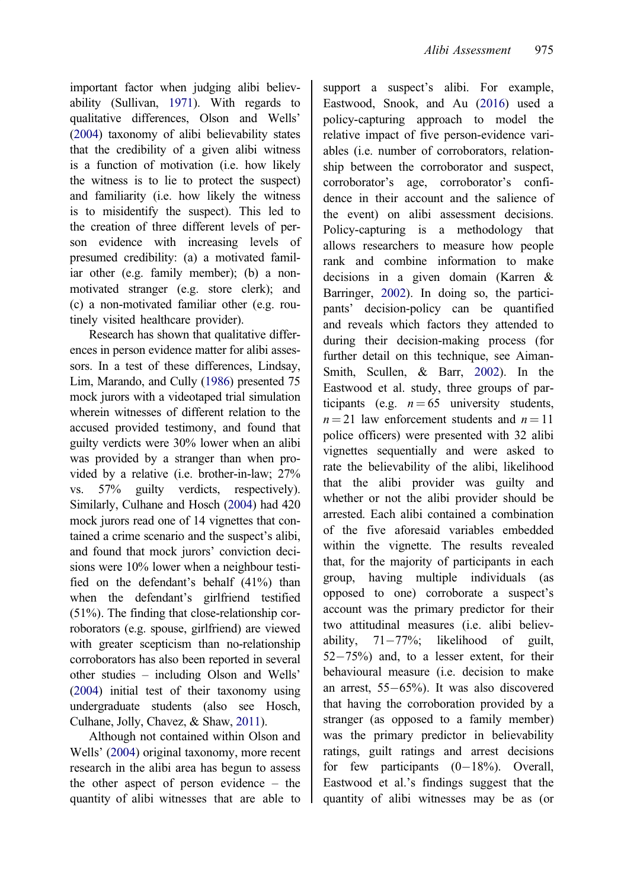important factor when judging alibi believability (Sullivan, 1971). With regards to qualitative differences, Olson and Wells' (2004) taxonomy of alibi believability states that the credibility of a given alibi witness is a function of motivation (i.e. how likely the witness is to lie to protect the suspect) and familiarity (i.e. how likely the witness is to misidentify the suspect). This led to the creation of three different levels of person evidence with increasing levels of presumed credibility: (a) a motivated familiar other (e.g. family member); (b) a non-motivated stranger (e.g. store clerk); and (c) a non-motivated familiar other (e.g. routinely visited healthcare provider).

Research has shown that qualitative differences in person evidence matter for alibi assessors. In a test of these differences, Lindsay, Lim, Marando, and Cully (1986) presented 75 mock jurors with a videotaped trial simulation wherein witnesses of different relation to the accused provided testimony, and found that guilty verdicts were 30% lower when an alibi was provided by a stranger than when provided by a relative (i.e. brother-in-law; 27% vs. 57% guilty verdicts, respectively). Similarly, Culhane and Hosch (2004) had 420 mock jurors read one of 14 vignettes that contained a crime scenario and the suspect's alibi, and found that mock jurors' conviction decisions were 10% lower when a neighbour testified on the defendant's behalf (41%) than when the defendant's girlfriend testified (51%). The finding that close-relationship corroborators (e.g. spouse, girlfriend) are viewed with greater scepticism than no-relationship corroborators has also been reported in several other studies – including Olson and Wells' (2004) initial test of their taxonomy using undergraduate students (also see Hosch, Culhane, Jolly, Chavez, & Shaw, 2011).

Although not contained within Olson and Wells' (2004) original taxonomy, more recent research in the alibi area has begun to assess the other aspect of person evidence – the quantity of alibi witnesses that are able to support a suspect's alibi. For example, Eastwood, Snook, and Au (2016) used a policy-capturing approach to model the relative impact of five person-evidence variables (i.e. number of corroborators, relationship between the corroborator and suspect, corroborator's age, corroborator's confidence in their account and the salience of the event) on alibi assessment decisions. Policy-capturing is a methodology that allows researchers to measure how people rank and combine information to make decisions in a given domain (Karren & Barringer, 2002). In doing so, the participants' decision-policy can be quantified and reveals which factors they attended to during their decision-making process (for further detail on this technique, see Aiman-Smith, Scullen, & Barr, 2002). In the Eastwood et al. study, three groups of participants (e.g. $n = 65$ university students, $n = 21$ law enforcement students and $n = 11$ police officers) were presented with 32 alibi vignettes sequentially and were asked to rate the believability of the alibi, likelihood that the alibi provider was guilty and whether or not the alibi provider should be arrested. Each alibi contained a combination of the five aforesaid variables embedded within the vignette. The results revealed that, for the majority of participants in each group, having multiple individuals (as opposed to one) corroborate a suspect's account was the primary predictor for their two attitudinal measures (i.e. alibi believability, 71−77%; likelihood of guilt, 52−75%) and, to a lesser extent, for their behavioural measure (i.e. decision to make an arrest, 55−65%). It was also discovered that having the corroboration provided by a stranger (as opposed to a family member) was the primary predictor in believability ratings, guilt ratings and arrest decisions for few participants (0−18%). Overall, Eastwood et al.'s findings suggest that the quantity of alibi witnesses may be as (or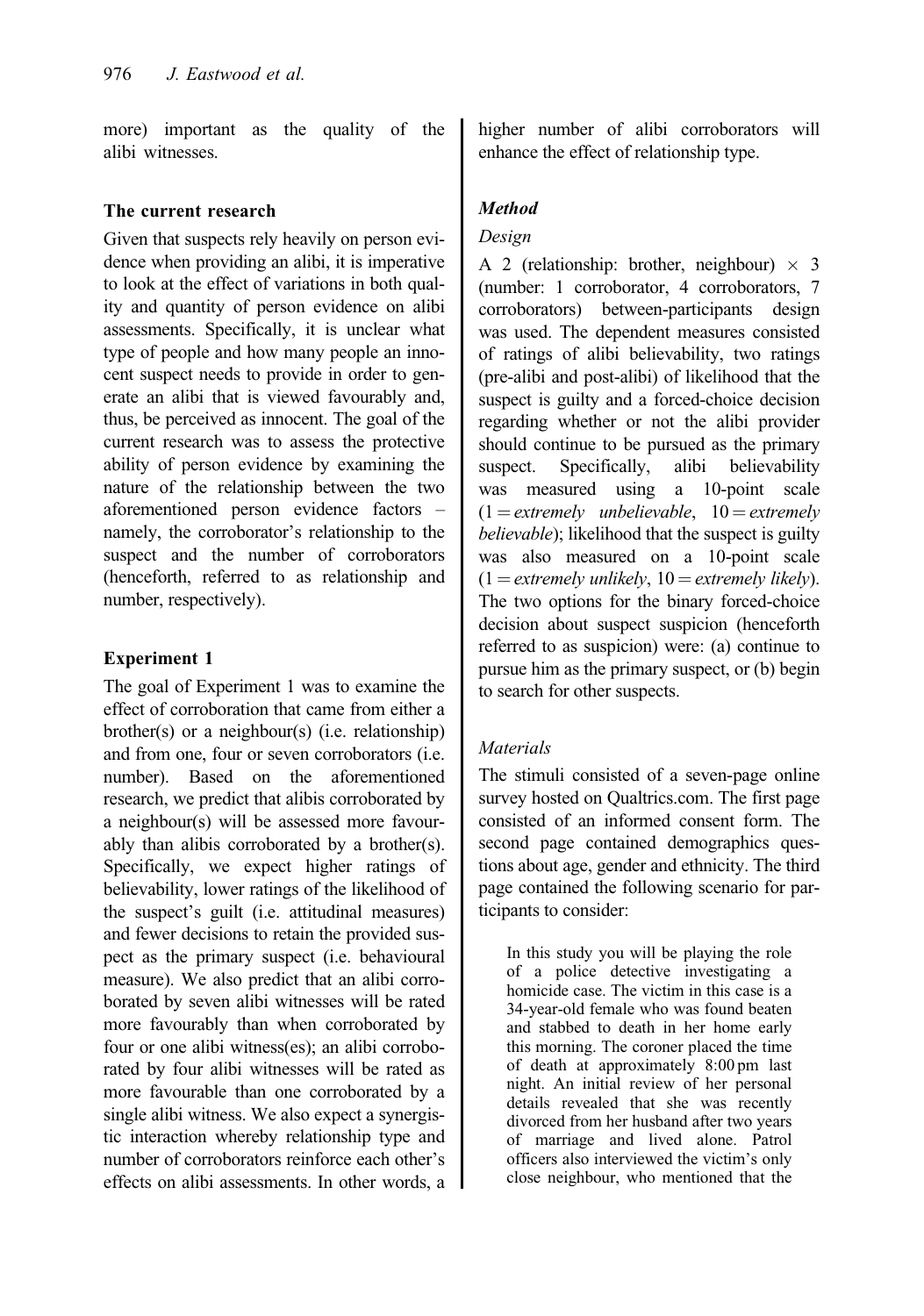more) important as the quality of the alibi witnesses.

### The current research

Given that suspects rely heavily on person evidence when providing an alibi, it is imperative to look at the effect of variations in both quality and quantity of person evidence on alibi assessments. Specifically, it is unclear what type of people and how many people an innocent suspect needs to provide in order to generate an alibi that is viewed favourably and, thus, be perceived as innocent. The goal of the current research was to assess the protective ability of person evidence by examining the nature of the relationship between the two aforementioned person evidence factors – namely, the corroborator's relationship to the suspect and the number of corroborators (henceforth, referred to as relationship and number, respectively).

### Experiment 1

The goal of Experiment 1 was to examine the effect of corroboration that came from either a brother(s) or a neighbour(s) (i.e. relationship) and from one, four or seven corroborators (i.e. number). Based on the aforementioned research, we predict that alibis corroborated by a neighbour(s) will be assessed more favourably than alibis corroborated by a brother(s). Specifically, we expect higher ratings of believability, lower ratings of the likelihood of the suspect's guilt (i.e. attitudinal measures) and fewer decisions to retain the provided suspect as the primary suspect (i.e. behavioural measure). We also predict that an alibi corroborated by seven alibi witnesses will be rated more favourably than when corroborated by four or one alibi witness(es); an alibi corroborated by four alibi witnesses will be rated as more favourable than one corroborated by a single alibi witness. We also expect a synergistic interaction whereby relationship type and number of corroborators reinforce each other's effects on alibi assessments. In other words, a higher number of alibi corroborators will enhance the effect of relationship type.

#### *Method*

*Design*

A 2 (relationship: brother, neighbour) $\times$ 3 (number: 1 corroborator, 4 corroborators, 7 corroborators) between-participants design was used. The dependent measures consisted of ratings of alibi believability, two ratings (pre-alibi and post-alibi) of likelihood that the suspect is guilty and a forced-choice decision regarding whether or not the alibi provider should continue to be pursued as the primary suspect. Specifically, alibi believability was measured using a 10-point scale ($1 =$ *extremely unbelievable*, $10 =$ *extremely believable*); likelihood that the suspect is guilty was also measured on a 10-point scale ($1 =$ *extremely unlikely*, $10 =$ *extremely likely*). The two options for the binary forced-choice decision about suspect suspicion (henceforth referred to as suspicion) were: (a) continue to pursue him as the primary suspect, or (b) begin to search for other suspects.

*Materials*

The stimuli consisted of a seven-page online survey hosted on Qualtrics.com. The first page consisted of an informed consent form. The second page contained demographics questions about age, gender and ethnicity. The third page contained the following scenario for participants to consider:

> In this study you will be playing the role of a police detective investigating a homicide case. The victim in this case is a 34-year-old female who was found beaten and stabbed to death in her home early this morning. The coroner placed the time of death at approximately 8:00 pm last night. An initial review of her personal details revealed that she was recently divorced from her husband after two years of marriage and lived alone. Patrol officers also interviewed the victim's only close neighbour, who mentioned that the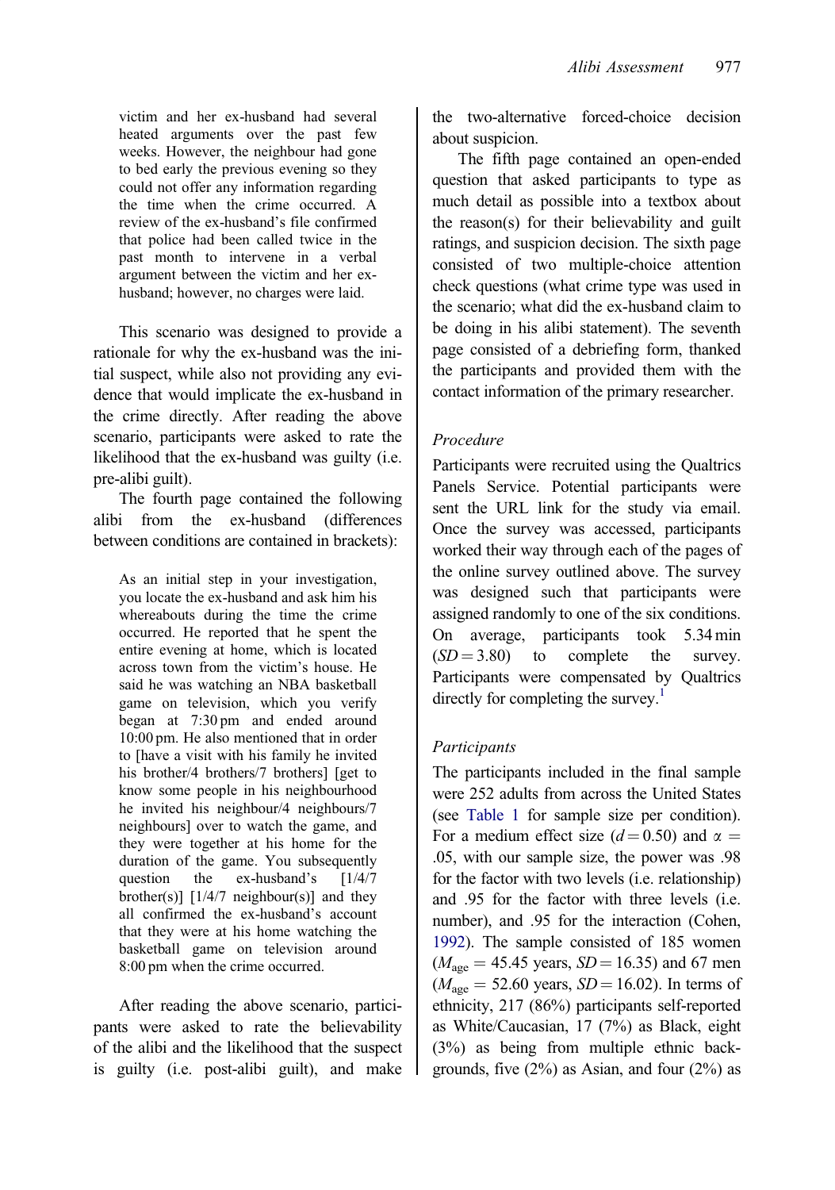> victim and her ex-husband had several heated arguments over the past few weeks. However, the neighbour had gone to bed early the previous evening so they could not offer any information regarding the time when the crime occurred. A review of the ex-husband's file confirmed that police had been called twice in the past month to intervene in a verbal argument between the victim and her ex-husband; however, no charges were laid.

This scenario was designed to provide a rationale for why the ex-husband was the initial suspect, while also not providing any evidence that would implicate the ex-husband in the crime directly. After reading the above scenario, participants were asked to rate the likelihood that the ex-husband was guilty (i.e. pre-alibi guilt).

The fourth page contained the following alibi from the ex-husband (differences between conditions are contained in brackets):

> As an initial step in your investigation, you locate the ex-husband and ask him his whereabouts during the time the crime occurred. He reported that he spent the entire evening at home, which is located across town from the victim's house. He said he was watching an NBA basketball game on television, which you verify began at 7:30 pm and ended around 10:00 pm. He also mentioned that in order to [have a visit with his family he invited his brother/4 brothers/7 brothers] [get to know some people in his neighbourhood he invited his neighbour/4 neighbours/7 neighbours] over to watch the game, and they were together at his home for the duration of the game. You subsequently question the ex-husband's [1/4/7 brother(s)] [1/4/7 neighbour(s)] and they all confirmed the ex-husband's account that they were at his home watching the basketball game on television around 8:00 pm when the crime occurred.

After reading the above scenario, participants were asked to rate the believability of the alibi and the likelihood that the suspect is guilty (i.e. post-alibi guilt), and make the two-alternative forced-choice decision about suspicion.

The fifth page contained an open-ended question that asked participants to type as much detail as possible into a textbox about the reason(s) for their believability and guilt ratings, and suspicion decision. The sixth page consisted of two multiple-choice attention check questions (what crime type was used in the scenario; what did the ex-husband claim to be doing in his alibi statement). The seventh page consisted of a debriefing form, thanked the participants and provided them with the contact information of the primary researcher.

### *Procedure*

Participants were recruited using the Qualtrics Panels Service. Potential participants were sent the URL link for the study via email. Once the survey was accessed, participants worked their way through each of the pages of the online survey outlined above. The survey was designed such that participants were assigned randomly to one of the six conditions. On average, participants took 5.34 min ($SD = 3.80$) to complete the survey. Participants were compensated by Qualtrics directly for completing the survey.[1]

### *Participants*

The participants included in the final sample were 252 adults from across the United States (see Table 1 for sample size per condition). For a medium effect size ($d = 0.50$) and $\alpha = .05$, with our sample size, the power was .98 for the factor with two levels (i.e. relationship) and .95 for the factor with three levels (i.e. number), and .95 for the interaction (Cohen, 1992). The sample consisted of 185 women ($M_{\text{age}} = 45.45$ years, $SD = 16.35$) and 67 men ($M_{\text{age}} = 52.60$ years, $SD = 16.02$). In terms of ethnicity, 217 (86%) participants self-reported as White/Caucasian, 17 (7%) as Black, eight (3%) as being from multiple ethnic backgrounds, five (2%) as Asian, and four (2%) as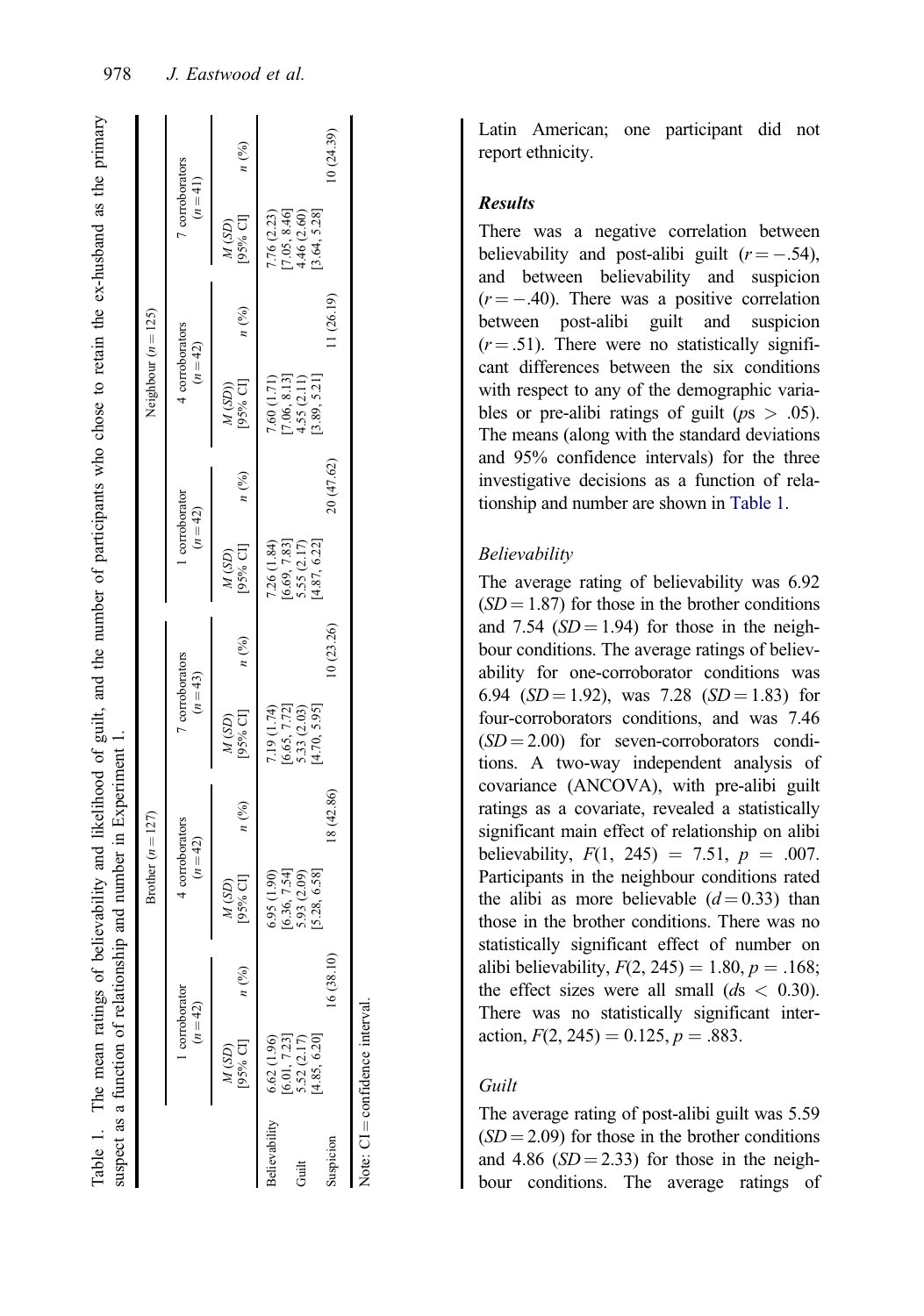Table 1. The mean ratings of believability and likelihood of guilt, and the number of participants who chose to retain the ex-husband as the primary suspect as a function of relationship and number in Experiment 1.

| | Brother ($n = 127$) | | | | | | Neighbour ($n = 125$) | | | | | |
|---|---|---|---|---|---|---|---|---|---|---|---|---|
| | 1 corroborator ($n = 42$) | | 4 corroborators ($n = 42$) | | 7 corroborators ($n = 43$) | | 1 corroborator ($n = 42$) | | 4 corroborators ($n = 42$) | | 7 corroborators ($n = 41$) | |
| | *M (SD)* [95% CI] | *n* (%) | *M (SD)* [95% CI] | *n* (%) | *M (SD)* [95% CI] | *n* (%) | *M (SD)* [95% CI] | *n* (%) | *M (SD))* [95% CI] | *n* (%) | *M (SD)* [95% CI] | *n* (%) |
| Believability | 6.62 (1.96) [6.01, 7.23] | | 6.95 (1.90) [6.36, 7.54] | | 7.19 (1.74) [6.65, 7.72] | | 7.26 (1.84) [6.69, 7.83] | | 7.60 (1.71) [7.06, 8.13] | | 7.76 (2.23) [7.05, 8.46] | |
| Guilt | 5.52 (2.17) [4.85, 6.20] | | 5.93 (2.09) [5.28, 6.58] | | 5.33 (2.03) [4.70, 5.95] | | 5.55 (2.17) [4.87, 6.22] | | 4.55 (2.11) [3.89, 5.21] | | 4.46 (2.60) [3.64, 5.28] | |
| Suspicion | | 16 (38.10) | | 18 (42.86) | | 10 (23.26) | | 20 (47.62) | | 11 (26.19) | | 10 (24.39) |

Note: CI = confidence interval.

Latin American; one participant did not report ethnicity.

### Results

There was a negative correlation between believability and post-alibi guilt ($r = -.54$), and between believability and suspicion ($r = -.40$). There was a positive correlation between post-alibi guilt and suspicion ($r = .51$). There were no statistically significant differences between the six conditions with respect to any of the demographic variables or pre-alibi ratings of guilt ($ps > .05$). The means (along with the standard deviations and 95% confidence intervals) for the three investigative decisions as a function of relationship and number are shown in Table 1.

#### Believability

The average rating of believability was 6.92 ($SD = 1.87$) for those in the brother conditions and 7.54 ($SD = 1.94$) for those in the neighbour conditions. The average ratings of believability for one-corroborator conditions was 6.94 ($SD = 1.92$), was 7.28 ($SD = 1.83$) for four-corroborators conditions, and was 7.46 ($SD = 2.00$) for seven-corroborators conditions. A two-way independent analysis of covariance (ANCOVA), with pre-alibi guilt ratings as a covariate, revealed a statistically significant main effect of relationship on alibi believability, $F(1,\ 245) = 7.51$, $p = .007$. Participants in the neighbour conditions rated the alibi as more believable ($d = 0.33$) than those in the brother conditions. There was no statistically significant effect of number on alibi believability, $F(2, 245) = 1.80$, $p = .168$; the effect sizes were all small ($ds < 0.30$). There was no statistically significant interaction, $F(2, 245) = 0.125$, $p = .883$.

#### Guilt

The average rating of post-alibi guilt was 5.59 ($SD = 2.09$) for those in the brother conditions and 4.86 ($SD = 2.33$) for those in the neighbour conditions. The average ratings of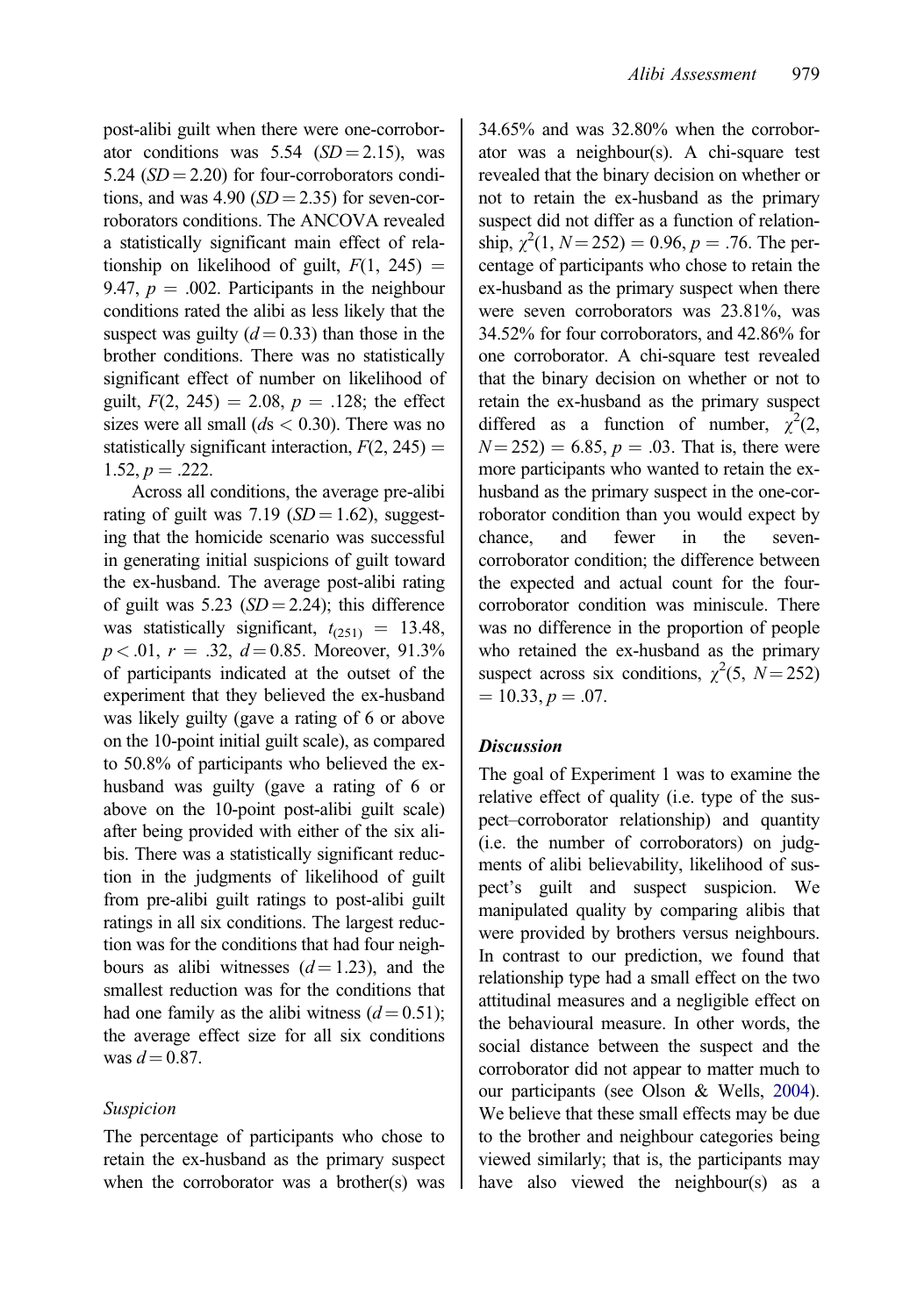post-alibi guilt when there were one-corroborator conditions was 5.54 ($SD = 2.15$), was 5.24 ($SD = 2.20$) for four-corroborators conditions, and was 4.90 ($SD = 2.35$) for seven-corroborators conditions. The ANCOVA revealed a statistically significant main effect of relationship on likelihood of guilt, $F(1, 245) = 9.47$, $p = .002$. Participants in the neighbour conditions rated the alibi as less likely that the suspect was guilty ($d = 0.33$) than those in the brother conditions. There was no statistically significant effect of number on likelihood of guilt, $F(2, 245) = 2.08$, $p = .128$; the effect sizes were all small ($d$s $< 0.30$). There was no statistically significant interaction, $F(2, 245) = 1.52$, $p = .222$.

Across all conditions, the average pre-alibi rating of guilt was 7.19 ($SD = 1.62$), suggesting that the homicide scenario was successful in generating initial suspicions of guilt toward the ex-husband. The average post-alibi rating of guilt was 5.23 ($SD = 2.24$); this difference was statistically significant, $t_{(251)} = 13.48$, $p < .01$, $r = .32$, $d = 0.85$. Moreover, 91.3% of participants indicated at the outset of the experiment that they believed the ex-husband was likely guilty (gave a rating of 6 or above on the 10-point initial guilt scale), as compared to 50.8% of participants who believed the ex-husband was guilty (gave a rating of 6 or above on the 10-point post-alibi guilt scale) after being provided with either of the six alibis. There was a statistically significant reduction in the judgments of likelihood of guilt from pre-alibi guilt ratings to post-alibi guilt ratings in all six conditions. The largest reduction was for the conditions that had four neighbours as alibi witnesses ($d = 1.23$), and the smallest reduction was for the conditions that had one family as the alibi witness ($d = 0.51$); the average effect size for all six conditions was $d = 0.87$.

### *Suspicion*

The percentage of participants who chose to retain the ex-husband as the primary suspect when the corroborator was a brother(s) was 34.65% and was 32.80% when the corroborator was a neighbour(s). A chi-square test revealed that the binary decision on whether or not to retain the ex-husband as the primary suspect did not differ as a function of relationship, $\chi^2(1, N = 252) = 0.96$, $p = .76$. The percentage of participants who chose to retain the ex-husband as the primary suspect when there were seven corroborators was 23.81%, was 34.52% for four corroborators, and 42.86% for one corroborator. A chi-square test revealed that the binary decision on whether or not to retain the ex-husband as the primary suspect differed as a function of number, $\chi^2(2, N = 252) = 6.85$, $p = .03$. That is, there were more participants who wanted to retain the ex-husband as the primary suspect in the one-corroborator condition than you would expect by chance, and fewer in the seven-corroborator condition; the difference between the expected and actual count for the four-corroborator condition was miniscule. There was no difference in the proportion of people who retained the ex-husband as the primary suspect across six conditions, $\chi^2(5, N = 252) = 10.33$, $p = .07$.

### *Discussion*

The goal of Experiment 1 was to examine the relative effect of quality (i.e. type of the suspect–corroborator relationship) and quantity (i.e. the number of corroborators) on judgments of alibi believability, likelihood of suspect's guilt and suspect suspicion. We manipulated quality by comparing alibis that were provided by brothers versus neighbours. In contrast to our prediction, we found that relationship type had a small effect on the two attitudinal measures and a negligible effect on the behavioural measure. In other words, the social distance between the suspect and the corroborator did not appear to matter much to our participants (see Olson & Wells, 2004). We believe that these small effects may be due to the brother and neighbour categories being viewed similarly; that is, the participants may have also viewed the neighbour(s) as a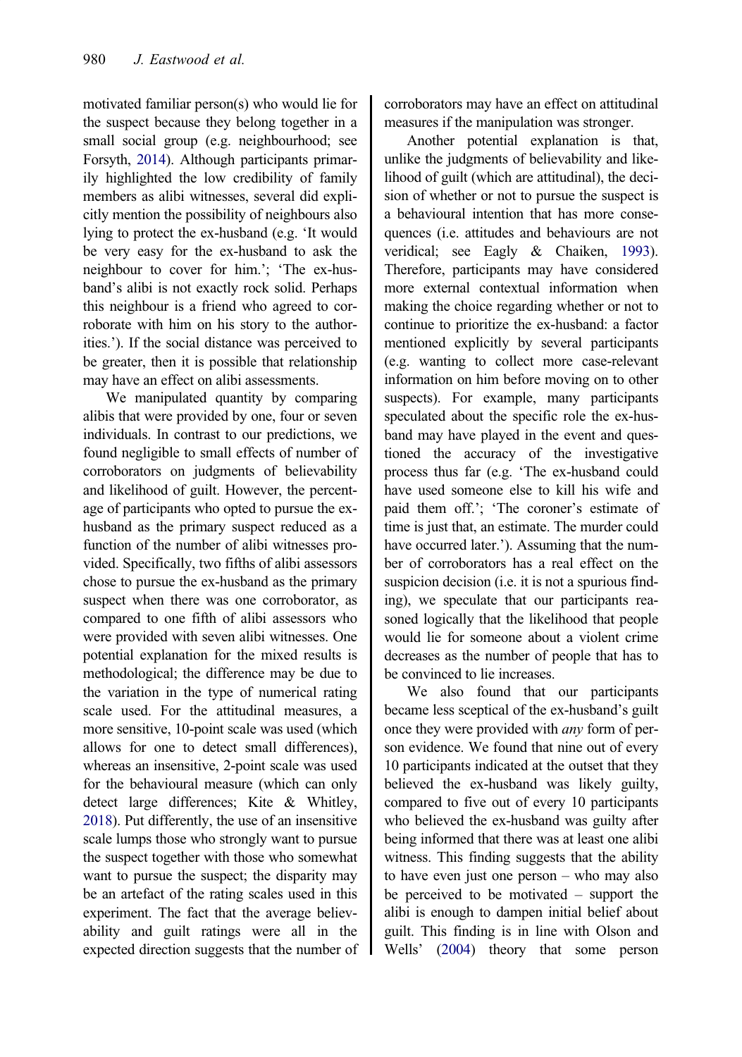motivated familiar person(s) who would lie for the suspect because they belong together in a small social group (e.g. neighbourhood; see Forsyth, 2014). Although participants primarily highlighted the low credibility of family members as alibi witnesses, several did explicitly mention the possibility of neighbours also lying to protect the ex-husband (e.g. 'It would be very easy for the ex-husband to ask the neighbour to cover for him.'; 'The ex-husband's alibi is not exactly rock solid. Perhaps this neighbour is a friend who agreed to corroborate with him on his story to the authorities.'). If the social distance was perceived to be greater, then it is possible that relationship may have an effect on alibi assessments.

We manipulated quantity by comparing alibis that were provided by one, four or seven individuals. In contrast to our predictions, we found negligible to small effects of number of corroborators on judgments of believability and likelihood of guilt. However, the percentage of participants who opted to pursue the ex-husband as the primary suspect reduced as a function of the number of alibi witnesses provided. Specifically, two fifths of alibi assessors chose to pursue the ex-husband as the primary suspect when there was one corroborator, as compared to one fifth of alibi assessors who were provided with seven alibi witnesses. One potential explanation for the mixed results is methodological; the difference may be due to the variation in the type of numerical rating scale used. For the attitudinal measures, a more sensitive, 10-point scale was used (which allows for one to detect small differences), whereas an insensitive, 2-point scale was used for the behavioural measure (which can only detect large differences; Kite & Whitley, 2018). Put differently, the use of an insensitive scale lumps those who strongly want to pursue the suspect together with those who somewhat want to pursue the suspect; the disparity may be an artefact of the rating scales used in this experiment. The fact that the average believability and guilt ratings were all in the expected direction suggests that the number of corroborators may have an effect on attitudinal measures if the manipulation was stronger.

Another potential explanation is that, unlike the judgments of believability and likelihood of guilt (which are attitudinal), the decision of whether or not to pursue the suspect is a behavioural intention that has more consequences (i.e. attitudes and behaviours are not veridical; see Eagly & Chaiken, 1993). Therefore, participants may have considered more external contextual information when making the choice regarding whether or not to continue to prioritize the ex-husband: a factor mentioned explicitly by several participants (e.g. wanting to collect more case-relevant information on him before moving on to other suspects). For example, many participants speculated about the specific role the ex-husband may have played in the event and questioned the accuracy of the investigative process thus far (e.g. 'The ex-husband could have used someone else to kill his wife and paid them off.'; 'The coroner's estimate of time is just that, an estimate. The murder could have occurred later.'). Assuming that the number of corroborators has a real effect on the suspicion decision (i.e. it is not a spurious finding), we speculate that our participants reasoned logically that the likelihood that people would lie for someone about a violent crime decreases as the number of people that has to be convinced to lie increases.

We also found that our participants became less sceptical of the ex-husband's guilt once they were provided with *any* form of person evidence. We found that nine out of every 10 participants indicated at the outset that they believed the ex-husband was likely guilty, compared to five out of every 10 participants who believed the ex-husband was guilty after being informed that there was at least one alibi witness. This finding suggests that the ability to have even just one person – who may also be perceived to be motivated – support the alibi is enough to dampen initial belief about guilt. This finding is in line with Olson and Wells' (2004) theory that some person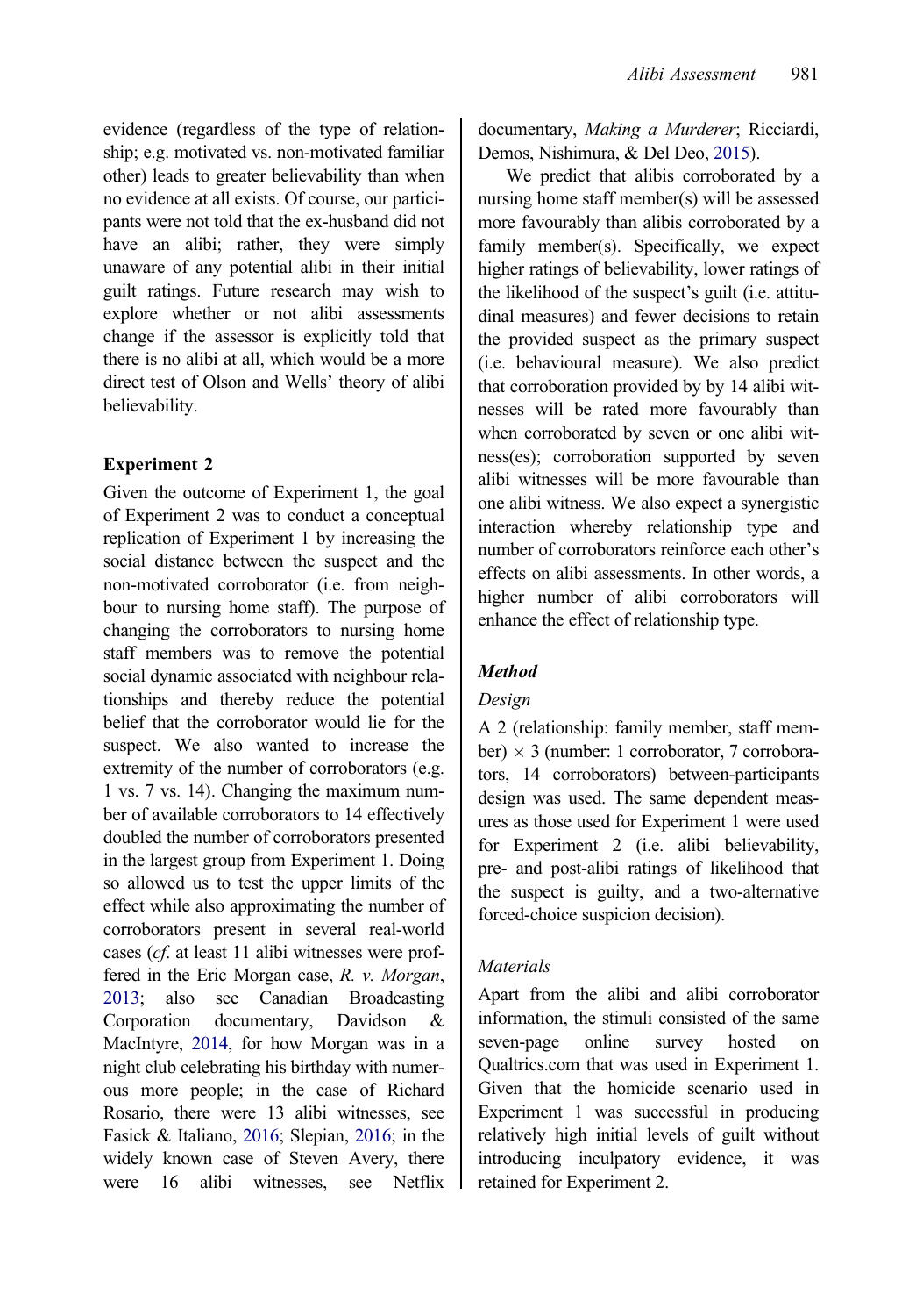evidence (regardless of the type of relationship; e.g. motivated vs. non-motivated familiar other) leads to greater believability than when no evidence at all exists. Of course, our participants were not told that the ex-husband did not have an alibi; rather, they were simply unaware of any potential alibi in their initial guilt ratings. Future research may wish to explore whether or not alibi assessments change if the assessor is explicitly told that there is no alibi at all, which would be a more direct test of Olson and Wells' theory of alibi believability.

## Experiment 2

Given the outcome of Experiment 1, the goal of Experiment 2 was to conduct a conceptual replication of Experiment 1 by increasing the social distance between the suspect and the non-motivated corroborator (i.e. from neighbour to nursing home staff). The purpose of changing the corroborators to nursing home staff members was to remove the potential social dynamic associated with neighbour relationships and thereby reduce the potential belief that the corroborator would lie for the suspect. We also wanted to increase the extremity of the number of corroborators (e.g. 1 vs. 7 vs. 14). Changing the maximum number of available corroborators to 14 effectively doubled the number of corroborators presented in the largest group from Experiment 1. Doing so allowed us to test the upper limits of the effect while also approximating the number of corroborators present in several real-world cases (*cf*. at least 11 alibi witnesses were proffered in the Eric Morgan case, *R. v. Morgan*, 2013; also see Canadian Broadcasting Corporation documentary, Davidson & MacIntyre, 2014, for how Morgan was in a night club celebrating his birthday with numerous more people; in the case of Richard Rosario, there were 13 alibi witnesses, see Fasick & Italiano, 2016; Slepian, 2016; in the widely known case of Steven Avery, there were 16 alibi witnesses, see Netflix documentary, *Making a Murderer*; Ricciardi, Demos, Nishimura, & Del Deo, 2015).

We predict that alibis corroborated by a nursing home staff member(s) will be assessed more favourably than alibis corroborated by a family member(s). Specifically, we expect higher ratings of believability, lower ratings of the likelihood of the suspect's guilt (i.e. attitudinal measures) and fewer decisions to retain the provided suspect as the primary suspect (i.e. behavioural measure). We also predict that corroboration provided by by 14 alibi witnesses will be rated more favourably than when corroborated by seven or one alibi witness(es); corroboration supported by seven alibi witnesses will be more favourable than one alibi witness. We also expect a synergistic interaction whereby relationship type and number of corroborators reinforce each other's effects on alibi assessments. In other words, a higher number of alibi corroborators will enhance the effect of relationship type.

### *Method*

#### *Design*

A 2 (relationship: family member, staff member) × 3 (number: 1 corroborator, 7 corroborators, 14 corroborators) between-participants design was used. The same dependent measures as those used for Experiment 1 were used for Experiment 2 (i.e. alibi believability, pre- and post-alibi ratings of likelihood that the suspect is guilty, and a two-alternative forced-choice suspicion decision).

#### *Materials*

Apart from the alibi and alibi corroborator information, the stimuli consisted of the same seven-page online survey hosted on Qualtrics.com that was used in Experiment 1. Given that the homicide scenario used in Experiment 1 was successful in producing relatively high initial levels of guilt without introducing inculpatory evidence, it was retained for Experiment 2.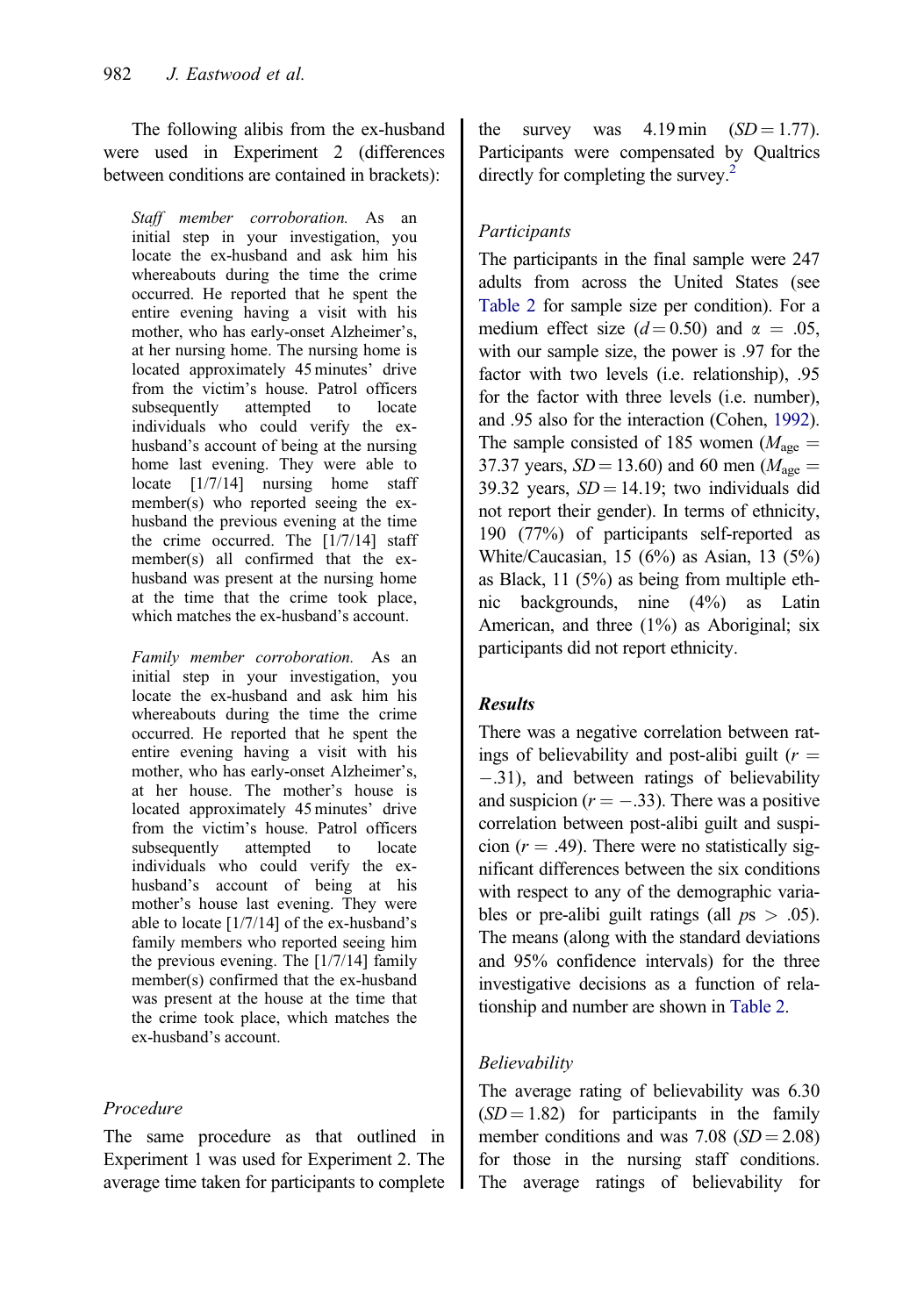The following alibis from the ex-husband were used in Experiment 2 (differences between conditions are contained in brackets):

> *Staff member corroboration.* As an initial step in your investigation, you locate the ex-husband and ask him his whereabouts during the time the crime occurred. He reported that he spent the entire evening having a visit with his mother, who has early-onset Alzheimer's, at her nursing home. The nursing home is located approximately 45 minutes' drive from the victim's house. Patrol officers subsequently attempted to locate individuals who could verify the ex-husband's account of being at the nursing home last evening. They were able to locate [1/7/14] nursing home staff member(s) who reported seeing the ex-husband the previous evening at the time the crime occurred. The [1/7/14] staff member(s) all confirmed that the ex-husband was present at the nursing home at the time that the crime took place, which matches the ex-husband's account.

> *Family member corroboration.* As an initial step in your investigation, you locate the ex-husband and ask him his whereabouts during the time the crime occurred. He reported that he spent the entire evening having a visit with his mother, who has early-onset Alzheimer's, at her house. The mother's house is located approximately 45 minutes' drive from the victim's house. Patrol officers subsequently attempted to locate individuals who could verify the ex-husband's account of being at his mother's house last evening. They were able to locate [1/7/14] of the ex-husband's family members who reported seeing him the previous evening. The [1/7/14] family member(s) confirmed that the ex-husband was present at the house at the time that the crime took place, which matches the ex-husband's account.

### Procedure

The same procedure as that outlined in Experiment 1 was used for Experiment 2. The average time taken for participants to complete the survey was 4.19 min ($SD = 1.77$). Participants were compensated by Qualtrics directly for completing the survey.[2]

### Participants

The participants in the final sample were 247 adults from across the United States (see Table 2 for sample size per condition). For a medium effect size ($d = 0.50$) and $\alpha = .05$, with our sample size, the power is .97 for the factor with two levels (i.e. relationship), .95 for the factor with three levels (i.e. number), and .95 also for the interaction (Cohen, 1992). The sample consisted of 185 women ($M_{\text{age}} = 37.37$ years, $SD = 13.60$) and 60 men ($M_{\text{age}} = 39.32$ years, $SD = 14.19$; two individuals did not report their gender). In terms of ethnicity, 190 (77%) of participants self-reported as White/Caucasian, 15 (6%) as Asian, 13 (5%) as Black, 11 (5%) as being from multiple ethnic backgrounds, nine (4%) as Latin American, and three (1%) as Aboriginal; six participants did not report ethnicity.

## Results

There was a negative correlation between ratings of believability and post-alibi guilt ($r = -.31$), and between ratings of believability and suspicion ($r = -.33$). There was a positive correlation between post-alibi guilt and suspicion ($r = .49$). There were no statistically significant differences between the six conditions with respect to any of the demographic variables or pre-alibi guilt ratings (all $ps > .05$). The means (along with the standard deviations and 95% confidence intervals) for the three investigative decisions as a function of relationship and number are shown in Table 2.

### Believability

The average rating of believability was 6.30 ($SD = 1.82$) for participants in the family member conditions and was 7.08 ($SD = 2.08$) for those in the nursing staff conditions. The average ratings of believability for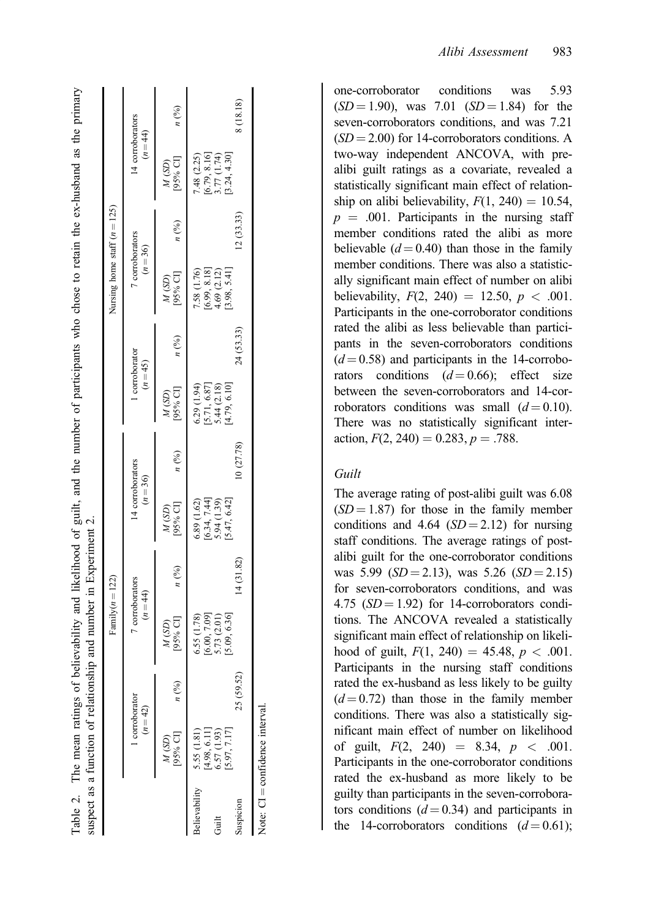Table 2. The mean ratings of believability and likelihood of guilt, and the number of participants who chose to retain the ex-husband as the primary suspect as a function of relationship and number in Experiment 2.

| | Family ($n = 122$) | | | | | | Nursing home staff ($n = 125$) | | | | | |
|---|---|---|---|---|---|---|---|---|---|---|---|---|
| | 1 corroborator ($n = 42$) | | 7 corroborators ($n = 44$) | | 14 corroborators ($n = 36$) | | 1 corroborator ($n = 45$) | | 7 corroborators ($n = 36$) | | 14 corroborators ($n = 44$) | |
| | *M* (*SD*) [95% CI] | *n* (%) | *M* (*SD*) [95% CI] | *n* (%) | *M* (*SD*) [95% CI] | *n* (%) | *M* (*SD*) [95% CI] | *n* (%) | *M* (*SD*) [95% CI] | *n* (%) | *M* (*SD*) [95% CI] | *n* (%) |
| Believability | 5.55 (1.81) [4.98, 6.11] | | 6.55 (1.78) [6.00, 7.09] | | 6.89 (1.62) [6.34, 7.44] | | 6.29 (1.94) [5.71, 6.87] | | 7.58 (1.76) [6.99, 8.18] | | 7.48 (2.25) [6.79, 8.16] | |
| Guilt | 6.57 (1.93) [5.97, 7.17] | | 5.73 (2.01) [5.09, 6.36] | | 5.94 (1.39) [5.47, 6.42] | | 5.44 (2.18) [4.79, 6.10] | | 4.69 (2.12) [3.98, 5.41] | | 3.77 (1.74) [3.24, 4.30] | |
| Suspicion | | 25 (59.52) | | 14 (31.82) | | 10 (27.78) | | 24 (53.33) | | 12 (33.33) | | 8 (18.18) |

Note: CI = confidence interval.

one-corroborator conditions was 5.93 ($SD = 1.90$), was 7.01 ($SD = 1.84$) for the seven-corroborators conditions, and was 7.21 ($SD = 2.00$) for 14-corroborators conditions. A two-way independent ANCOVA, with pre-alibi guilt ratings as a covariate, revealed a statistically significant main effect of relationship on alibi believability, $F(1, 240) = 10.54$, $p = .001$. Participants in the nursing staff member conditions rated the alibi as more believable ($d = 0.40$) than those in the family member conditions. There was also a statistically significant main effect of number on alibi believability, $F(2, 240) = 12.50$, $p < .001$. Participants in the one-corroborator conditions rated the alibi as less believable than participants in the seven-corroborators conditions ($d = 0.58$) and participants in the 14-corroborators conditions ($d = 0.66$); effect size between the seven-corroborators and 14-corroborators conditions was small ($d = 0.10$). There was no statistically significant interaction, $F(2, 240) = 0.283$, $p = .788$.

### Guilt

The average rating of post-alibi guilt was 6.08 ($SD = 1.87$) for those in the family member conditions and 4.64 ($SD = 2.12$) for nursing staff conditions. The average ratings of post-alibi guilt for the one-corroborator conditions was 5.99 ($SD = 2.13$), was 5.26 ($SD = 2.15$) for seven-corroborators conditions, and was 4.75 ($SD = 1.92$) for 14-corroborators conditions. The ANCOVA revealed a statistically significant main effect of relationship on likelihood of guilt, $F(1, 240) = 45.48$, $p < .001$. Participants in the nursing staff conditions rated the ex-husband as less likely to be guilty ($d = 0.72$) than those in the family member conditions. There was also a statistically significant main effect of number on likelihood of guilt, $F(2, 240) = 8.34$, $p < .001$. Participants in the one-corroborator conditions rated the ex-husband as more likely to be guilty than participants in the seven-corroborators conditions ($d = 0.34$) and participants in the 14-corroborators conditions ($d = 0.61$);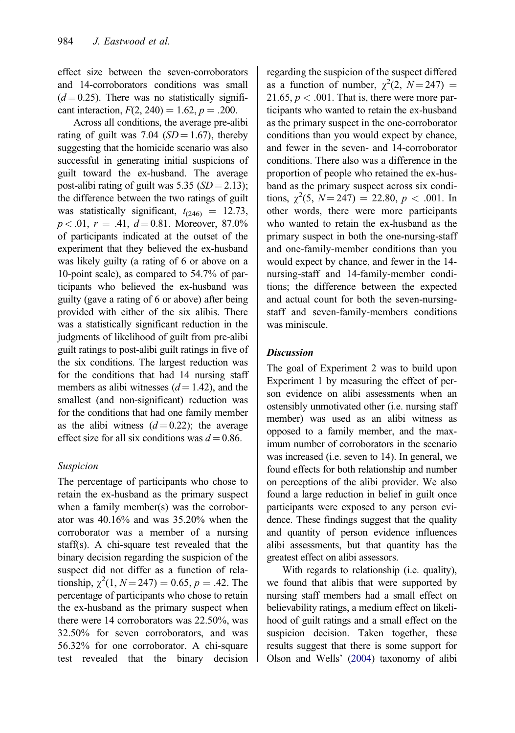effect size between the seven-corroborators and 14-corroborators conditions was small ($d = 0.25$). There was no statistically significant interaction, $F(2, 240) = 1.62$, $p = .200$.

Across all conditions, the average pre-alibi rating of guilt was 7.04 ($SD = 1.67$), thereby suggesting that the homicide scenario was also successful in generating initial suspicions of guilt toward the ex-husband. The average post-alibi rating of guilt was 5.35 ($SD = 2.13$); the difference between the two ratings of guilt was statistically significant, $t_{(246)} = 12.73$, $p < .01$, $r = .41$, $d = 0.81$. Moreover, 87.0% of participants indicated at the outset of the experiment that they believed the ex-husband was likely guilty (a rating of 6 or above on a 10-point scale), as compared to 54.7% of participants who believed the ex-husband was guilty (gave a rating of 6 or above) after being provided with either of the six alibis. There was a statistically significant reduction in the judgments of likelihood of guilt from pre-alibi guilt ratings to post-alibi guilt ratings in five of the six conditions. The largest reduction was for the conditions that had 14 nursing staff members as alibi witnesses ($d = 1.42$), and the smallest (and non-significant) reduction was for the conditions that had one family member as the alibi witness ($d = 0.22$); the average effect size for all six conditions was $d = 0.86$.

### *Suspicion*

The percentage of participants who chose to retain the ex-husband as the primary suspect when a family member(s) was the corroborator was 40.16% and was 35.20% when the corroborator was a member of a nursing staff(s). A chi-square test revealed that the binary decision regarding the suspicion of the suspect did not differ as a function of relationship, $\chi^2(1, N = 247) = 0.65$, $p = .42$. The percentage of participants who chose to retain the ex-husband as the primary suspect when there were 14 corroborators was 22.50%, was 32.50% for seven corroborators, and was 56.32% for one corroborator. A chi-square test revealed that the binary decision regarding the suspicion of the suspect differed as a function of number, $\chi^2(2, N = 247) = 21.65$, $p < .001$. That is, there were more participants who wanted to retain the ex-husband as the primary suspect in the one-corroborator conditions than you would expect by chance, and fewer in the seven- and 14-corroborator conditions. There also was a difference in the proportion of people who retained the ex-husband as the primary suspect across six conditions, $\chi^2(5, N = 247) = 22.80$, $p < .001$. In other words, there were more participants who wanted to retain the ex-husband as the primary suspect in both the one-nursing-staff and one-family-member conditions than you would expect by chance, and fewer in the 14-nursing-staff and 14-family-member conditions; the difference between the expected and actual count for both the seven-nursing-staff and seven-family-members conditions was miniscule.

## *Discussion*

The goal of Experiment 2 was to build upon Experiment 1 by measuring the effect of person evidence on alibi assessments when an ostensibly unmotivated other (i.e. nursing staff member) was used as an alibi witness as opposed to a family member, and the maximum number of corroborators in the scenario was increased (i.e. seven to 14). In general, we found effects for both relationship and number on perceptions of the alibi provider. We also found a large reduction in belief in guilt once participants were exposed to any person evidence. These findings suggest that the quality and quantity of person evidence influences alibi assessments, but that quantity has the greatest effect on alibi assessors.

With regards to relationship (i.e. quality), we found that alibis that were supported by nursing staff members had a small effect on believability ratings, a medium effect on likelihood of guilt ratings and a small effect on the suspicion decision. Taken together, these results suggest that there is some support for Olson and Wells' (2004) taxonomy of alibi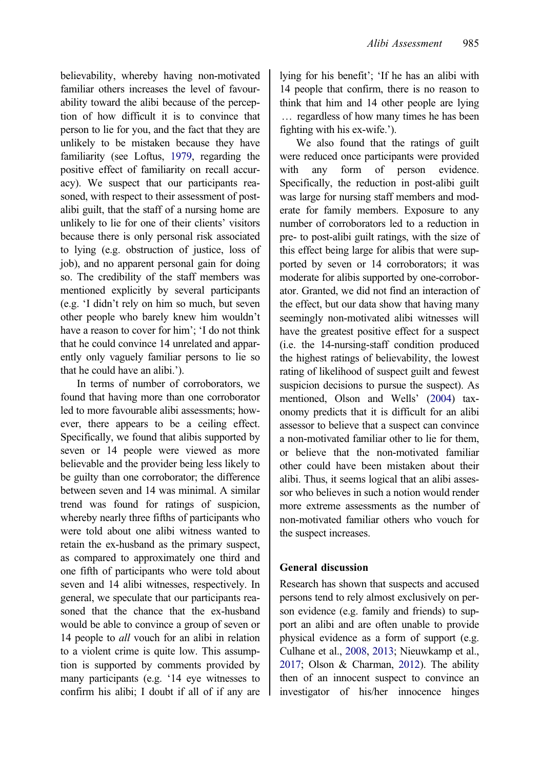believability, whereby having non-motivated familiar others increases the level of favourability toward the alibi because of the perception of how difficult it is to convince that person to lie for you, and the fact that they are unlikely to be mistaken because they have familiarity (see Loftus, 1979, regarding the positive effect of familiarity on recall accuracy). We suspect that our participants reasoned, with respect to their assessment of post-alibi guilt, that the staff of a nursing home are unlikely to lie for one of their clients' visitors because there is only personal risk associated to lying (e.g. obstruction of justice, loss of job), and no apparent personal gain for doing so. The credibility of the staff members was mentioned explicitly by several participants (e.g. 'I didn't rely on him so much, but seven other people who barely knew him wouldn't have a reason to cover for him'; 'I do not think that he could convince 14 unrelated and apparently only vaguely familiar persons to lie so that he could have an alibi.').

In terms of number of corroborators, we found that having more than one corroborator led to more favourable alibi assessments; however, there appears to be a ceiling effect. Specifically, we found that alibis supported by seven or 14 people were viewed as more believable and the provider being less likely to be guilty than one corroborator; the difference between seven and 14 was minimal. A similar trend was found for ratings of suspicion, whereby nearly three fifths of participants who were told about one alibi witness wanted to retain the ex-husband as the primary suspect, as compared to approximately one third and one fifth of participants who were told about seven and 14 alibi witnesses, respectively. In general, we speculate that our participants reasoned that the chance that the ex-husband would be able to convince a group of seven or 14 people to *all* vouch for an alibi in relation to a violent crime is quite low. This assumption is supported by comments provided by many participants (e.g. '14 eye witnesses to confirm his alibi; I doubt if all of if any are lying for his benefit'; 'If he has an alibi with 14 people that confirm, there is no reason to think that him and 14 other people are lying … regardless of how many times he has been fighting with his ex-wife.').

We also found that the ratings of guilt were reduced once participants were provided with any form of person evidence. Specifically, the reduction in post-alibi guilt was large for nursing staff members and moderate for family members. Exposure to any number of corroborators led to a reduction in pre- to post-alibi guilt ratings, with the size of this effect being large for alibis that were supported by seven or 14 corroborators; it was moderate for alibis supported by one-corroborator. Granted, we did not find an interaction of the effect, but our data show that having many seemingly non-motivated alibi witnesses will have the greatest positive effect for a suspect (i.e. the 14-nursing-staff condition produced the highest ratings of believability, the lowest rating of likelihood of suspect guilt and fewest suspicion decisions to pursue the suspect). As mentioned, Olson and Wells' (2004) taxonomy predicts that it is difficult for an alibi assessor to believe that a suspect can convince a non-motivated familiar other to lie for them, or believe that the non-motivated familiar other could have been mistaken about their alibi. Thus, it seems logical that an alibi assessor who believes in such a notion would render more extreme assessments as the number of non-motivated familiar others who vouch for the suspect increases.

## General discussion

Research has shown that suspects and accused persons tend to rely almost exclusively on person evidence (e.g. family and friends) to support an alibi and are often unable to provide physical evidence as a form of support (e.g. Culhane et al., 2008, 2013; Nieuwkamp et al., 2017; Olson & Charman, 2012). The ability then of an innocent suspect to convince an investigator of his/her innocence hinges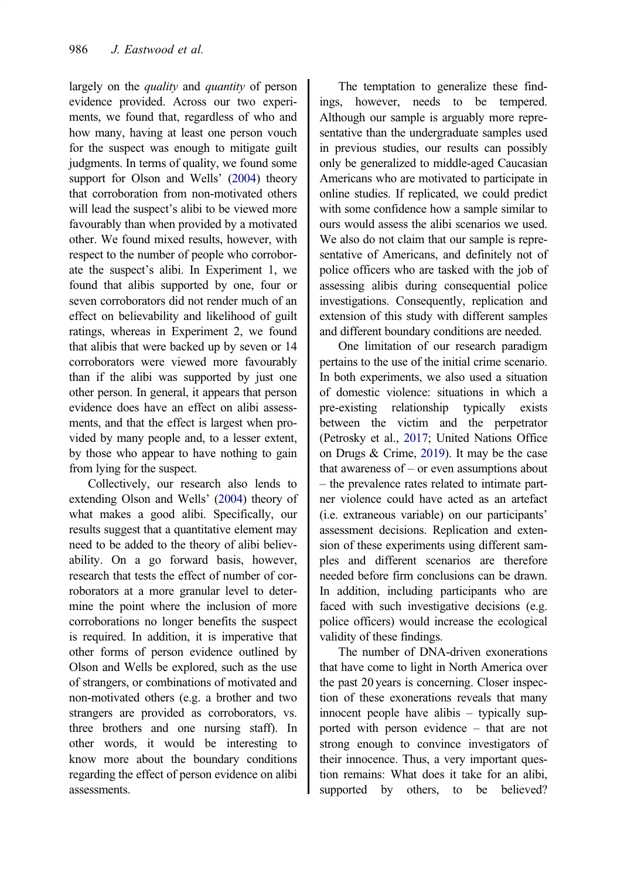largely on the *quality* and *quantity* of person evidence provided. Across our two experiments, we found that, regardless of who and how many, having at least one person vouch for the suspect was enough to mitigate guilt judgments. In terms of quality, we found some support for Olson and Wells' (2004) theory that corroboration from non-motivated others will lead the suspect's alibi to be viewed more favourably than when provided by a motivated other. We found mixed results, however, with respect to the number of people who corroborate the suspect's alibi. In Experiment 1, we found that alibis supported by one, four or seven corroborators did not render much of an effect on believability and likelihood of guilt ratings, whereas in Experiment 2, we found that alibis that were backed up by seven or 14 corroborators were viewed more favourably than if the alibi was supported by just one other person. In general, it appears that person evidence does have an effect on alibi assessments, and that the effect is largest when provided by many people and, to a lesser extent, by those who appear to have nothing to gain from lying for the suspect.

Collectively, our research also lends to extending Olson and Wells' (2004) theory of what makes a good alibi. Specifically, our results suggest that a quantitative element may need to be added to the theory of alibi believability. On a go forward basis, however, research that tests the effect of number of corroborators at a more granular level to determine the point where the inclusion of more corroborations no longer benefits the suspect is required. In addition, it is imperative that other forms of person evidence outlined by Olson and Wells be explored, such as the use of strangers, or combinations of motivated and non-motivated others (e.g. a brother and two strangers are provided as corroborators, vs. three brothers and one nursing staff). In other words, it would be interesting to know more about the boundary conditions regarding the effect of person evidence on alibi assessments.

The temptation to generalize these findings, however, needs to be tempered. Although our sample is arguably more representative than the undergraduate samples used in previous studies, our results can possibly only be generalized to middle-aged Caucasian Americans who are motivated to participate in online studies. If replicated, we could predict with some confidence how a sample similar to ours would assess the alibi scenarios we used. We also do not claim that our sample is representative of Americans, and definitely not of police officers who are tasked with the job of assessing alibis during consequential police investigations. Consequently, replication and extension of this study with different samples and different boundary conditions are needed.

One limitation of our research paradigm pertains to the use of the initial crime scenario. In both experiments, we also used a situation of domestic violence: situations in which a pre-existing relationship typically exists between the victim and the perpetrator (Petrosky et al., 2017; United Nations Office on Drugs & Crime, 2019). It may be the case that awareness of – or even assumptions about – the prevalence rates related to intimate partner violence could have acted as an artefact (i.e. extraneous variable) on our participants' assessment decisions. Replication and extension of these experiments using different samples and different scenarios are therefore needed before firm conclusions can be drawn. In addition, including participants who are faced with such investigative decisions (e.g. police officers) would increase the ecological validity of these findings.

The number of DNA-driven exonerations that have come to light in North America over the past 20 years is concerning. Closer inspection of these exonerations reveals that many innocent people have alibis – typically supported with person evidence – that are not strong enough to convince investigators of their innocence. Thus, a very important question remains: What does it take for an alibi, supported by others, to be believed?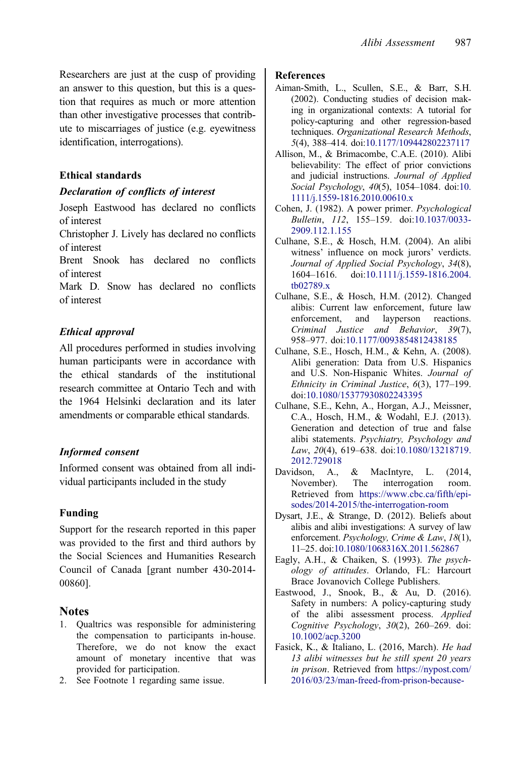Researchers are just at the cusp of providing an answer to this question, but this is a question that requires as much or more attention than other investigative processes that contribute to miscarriages of justice (e.g. eyewitness identification, interrogations).

## Ethical standards

### *Declaration of conflicts of interest*

Joseph Eastwood has declared no conflicts of interest

Christopher J. Lively has declared no conflicts of interest

Brent Snook has declared no conflicts of interest

Mark D. Snow has declared no conflicts of interest

### *Ethical approval*

All procedures performed in studies involving human participants were in accordance with the ethical standards of the institutional research committee at Ontario Tech and with the 1964 Helsinki declaration and its later amendments or comparable ethical standards.

### *Informed consent*

Informed consent was obtained from all individual participants included in the study

## Funding

Support for the research reported in this paper was provided to the first and third authors by the Social Sciences and Humanities Research Council of Canada [grant number 430-2014-00860].

## Notes

1. Qualtrics was responsible for administering the compensation to participants in-house. Therefore, we do not know the exact amount of monetary incentive that was provided for participation.
2. See Footnote 1 regarding same issue.

## References

Aiman-Smith, L., Scullen, S.E., & Barr, S.H. (2002). Conducting studies of decision making in organizational contexts: A tutorial for policy-capturing and other regression-based techniques. *Organizational Research Methods*, *5*(4), 388–414. doi:10.1177/109442802237117

Allison, M., & Brimacombe, C.A.E. (2010). Alibi believability: The effect of prior convictions and judicial instructions. *Journal of Applied Social Psychology*, *40*(5), 1054–1084. doi:10.1111/j.1559-1816.2010.00610.x

Cohen, J. (1982). A power primer. *Psychological Bulletin*, *112*, 155–159. doi:10.1037/0033-2909.112.1.155

Culhane, S.E., & Hosch, H.M. (2004). An alibi witness' influence on mock jurors' verdicts. *Journal of Applied Social Psychology*, *34*(8), 1604–1616. doi:10.1111/j.1559-1816.2004.tb02789.x

Culhane, S.E., & Hosch, H.M. (2012). Changed alibis: Current law enforcement, future law enforcement, and layperson reactions. *Criminal Justice and Behavior*, *39*(7), 958–977. doi:10.1177/0093854812438185

Culhane, S.E., Hosch, H.M., & Kehn, A. (2008). Alibi generation: Data from U.S. Hispanics and U.S. Non-Hispanic Whites. *Journal of Ethnicity in Criminal Justice*, *6*(3), 177–199. doi:10.1080/15377930802243395

Culhane, S.E., Kehn, A., Horgan, A.J., Meissner, C.A., Hosch, H.M., & Wodahl, E.J. (2013). Generation and detection of true and false alibi statements. *Psychiatry, Psychology and Law*, *20*(4), 619–638. doi:10.1080/13218719.2012.729018

Davidson, A., & MacIntyre, L. (2014, November). The interrogation room. Retrieved from https://www.cbc.ca/fifth/episodes/2014-2015/the-interrogation-room

Dysart, J.E., & Strange, D. (2012). Beliefs about alibis and alibi investigations: A survey of law enforcement. *Psychology, Crime & Law*, *18*(1), 11–25. doi:10.1080/1068316X.2011.562867

Eagly, A.H., & Chaiken, S. (1993). *The psychology of attitudes*. Orlando, FL: Harcourt Brace Jovanovich College Publishers.

Eastwood, J., Snook, B., & Au, D. (2016). Safety in numbers: A policy-capturing study of the alibi assessment process. *Applied Cognitive Psychology*, *30*(2), 260–269. doi:10.1002/acp.3200

Fasick, K., & Italiano, L. (2016, March). *He had 13 alibi witnesses but he still spent 20 years in prison*. Retrieved from https://nypost.com/2016/03/23/man-freed-from-prison-because-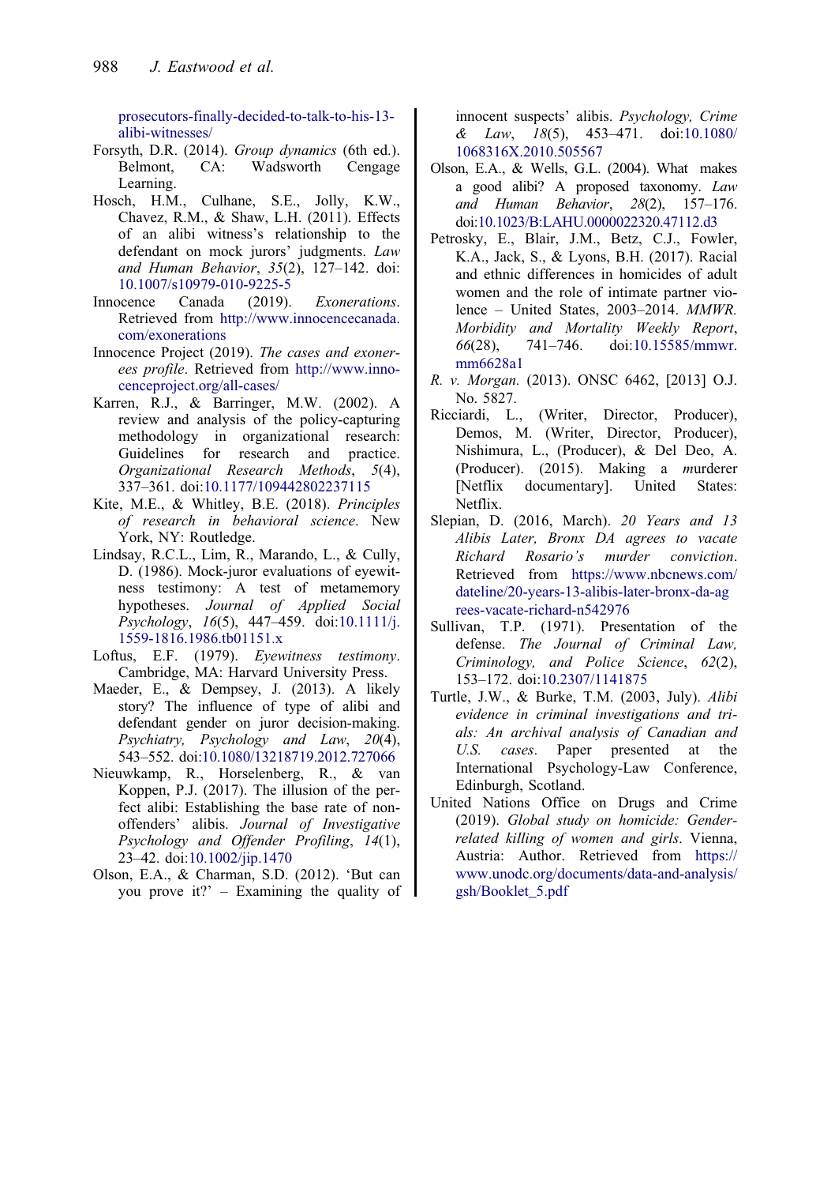prosecutors-finally-decided-to-talk-to-his-13-alibi-witnesses/

Forsyth, D.R. (2014). *Group dynamics* (6th ed.). Belmont, CA: Wadsworth Cengage Learning.

Hosch, H.M., Culhane, S.E., Jolly, K.W., Chavez, R.M., & Shaw, L.H. (2011). Effects of an alibi witness's relationship to the defendant on mock jurors' judgments. *Law and Human Behavior*, *35*(2), 127–142. doi: 10.1007/s10979-010-9225-5

Innocence Canada (2019). *Exonerations*. Retrieved from http://www.innocencecanada.com/exonerations

Innocence Project (2019). *The cases and exonerees profile*. Retrieved from http://www.innocenceproject.org/all-cases/

Karren, R.J., & Barringer, M.W. (2002). A review and analysis of the policy-capturing methodology in organizational research: Guidelines for research and practice. *Organizational Research Methods*, *5*(4), 337–361. doi:10.1177/109442802237115

Kite, M.E., & Whitley, B.E. (2018). *Principles of research in behavioral science*. New York, NY: Routledge.

Lindsay, R.C.L., Lim, R., Marando, L., & Cully, D. (1986). Mock-juror evaluations of eyewitness testimony: A test of metamemory hypotheses. *Journal of Applied Social Psychology*, *16*(5), 447–459. doi:10.1111/j.1559-1816.1986.tb01151.x

Loftus, E.F. (1979). *Eyewitness testimony*. Cambridge, MA: Harvard University Press.

Maeder, E., & Dempsey, J. (2013). A likely story? The influence of type of alibi and defendant gender on juror decision-making. *Psychiatry, Psychology and Law*, *20*(4), 543–552. doi:10.1080/13218719.2012.727066

Nieuwkamp, R., Horselenberg, R., & van Koppen, P.J. (2017). The illusion of the perfect alibi: Establishing the base rate of non-offenders' alibis. *Journal of Investigative Psychology and Offender Profiling*, *14*(1), 23–42. doi:10.1002/jip.1470

Olson, E.A., & Charman, S.D. (2012). 'But can you prove it?' – Examining the quality of innocent suspects' alibis. *Psychology, Crime & Law*, *18*(5), 453–471. doi:10.1080/1068316X.2010.505567

Olson, E.A., & Wells, G.L. (2004). What makes a good alibi? A proposed taxonomy. *Law and Human Behavior*, *28*(2), 157–176. doi:10.1023/B:LAHU.0000022320.47112.d3

Petrosky, E., Blair, J.M., Betz, C.J., Fowler, K.A., Jack, S., & Lyons, B.H. (2017). Racial and ethnic differences in homicides of adult women and the role of intimate partner violence – United States, 2003–2014. *MMWR. Morbidity and Mortality Weekly Report*, *66*(28), 741–746. doi:10.15585/mmwr.mm6628a1

*R. v. Morgan*. (2013). ONSC 6462, [2013] O.J. No. 5827.

Ricciardi, L., (Writer, Director, Producer), Demos, M. (Writer, Director, Producer), Nishimura, L., (Producer), & Del Deo, A. (Producer). (2015). Making a *m*urderer [Netflix documentary]. United States: Netflix.

Slepian, D. (2016, March). *20 Years and 13 Alibis Later, Bronx DA agrees to vacate Richard Rosario's murder conviction*. Retrieved from https://www.nbcnews.com/dateline/20-years-13-alibis-later-bronx-da-agrees-vacate-richard-n542976

Sullivan, T.P. (1971). Presentation of the defense. *The Journal of Criminal Law, Criminology, and Police Science*, *62*(2), 153–172. doi:10.2307/1141875

Turtle, J.W., & Burke, T.M. (2003, July). *Alibi evidence in criminal investigations and trials: An archival analysis of Canadian and U.S. cases*. Paper presented at the International Psychology-Law Conference, Edinburgh, Scotland.

United Nations Office on Drugs and Crime (2019). *Global study on homicide: Gender-related killing of women and girls*. Vienna, Austria: Author. Retrieved from https://www.unodc.org/documents/data-and-analysis/gsh/Booklet_5.pdf